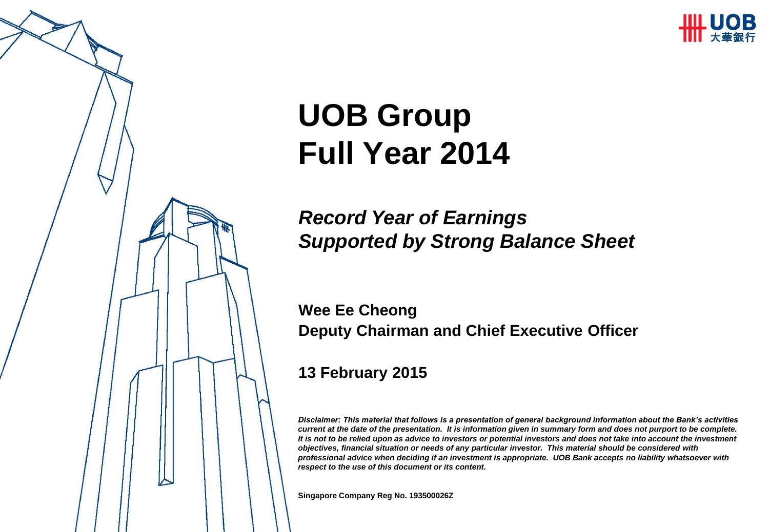# UOB Group
# Full Year 2014

## *Record Year of Earnings*
## *Supported by Strong Balance Sheet*

**Wee Ee Cheong**
**Deputy Chairman and Chief Executive Officer**

**13 February 2015**

***Disclaimer: This material that follows is a presentation of general background information about the Bank's activities current at the date of the presentation. It is information given in summary form and does not purport to be complete. It is not to be relied upon as advice to investors or potential investors and does not take into account the investment objectives, financial situation or needs of any particular investor. This material should be considered with professional advice when deciding if an investment is appropriate. UOB Bank accepts no liability whatsoever with respect to the use of this document or its content.***

**Singapore Company Reg No. 193500026Z**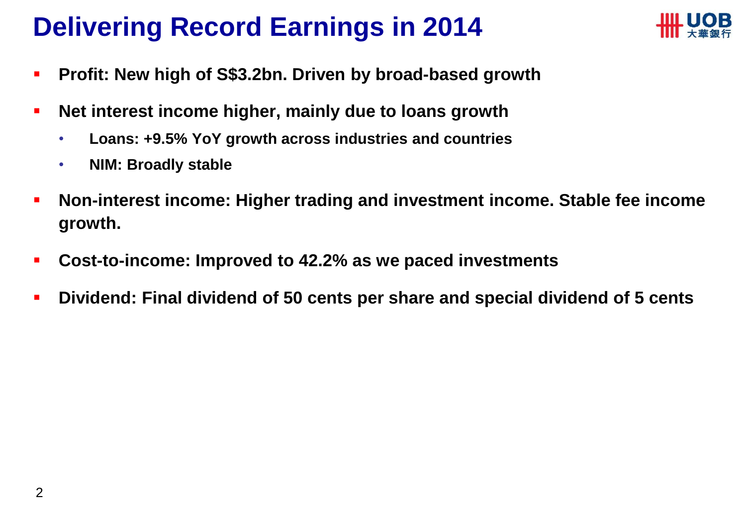# Delivering Record Earnings in 2014

- **Profit: New high of S$3.2bn. Driven by broad-based growth**
- **Net interest income higher, mainly due to loans growth**
  - **Loans: +9.5% YoY growth across industries and countries**
  - **NIM: Broadly stable**
- **Non-interest income: Higher trading and investment income. Stable fee income growth.**
- **Cost-to-income: Improved to 42.2% as we paced investments**
- **Dividend: Final dividend of 50 cents per share and special dividend of 5 cents**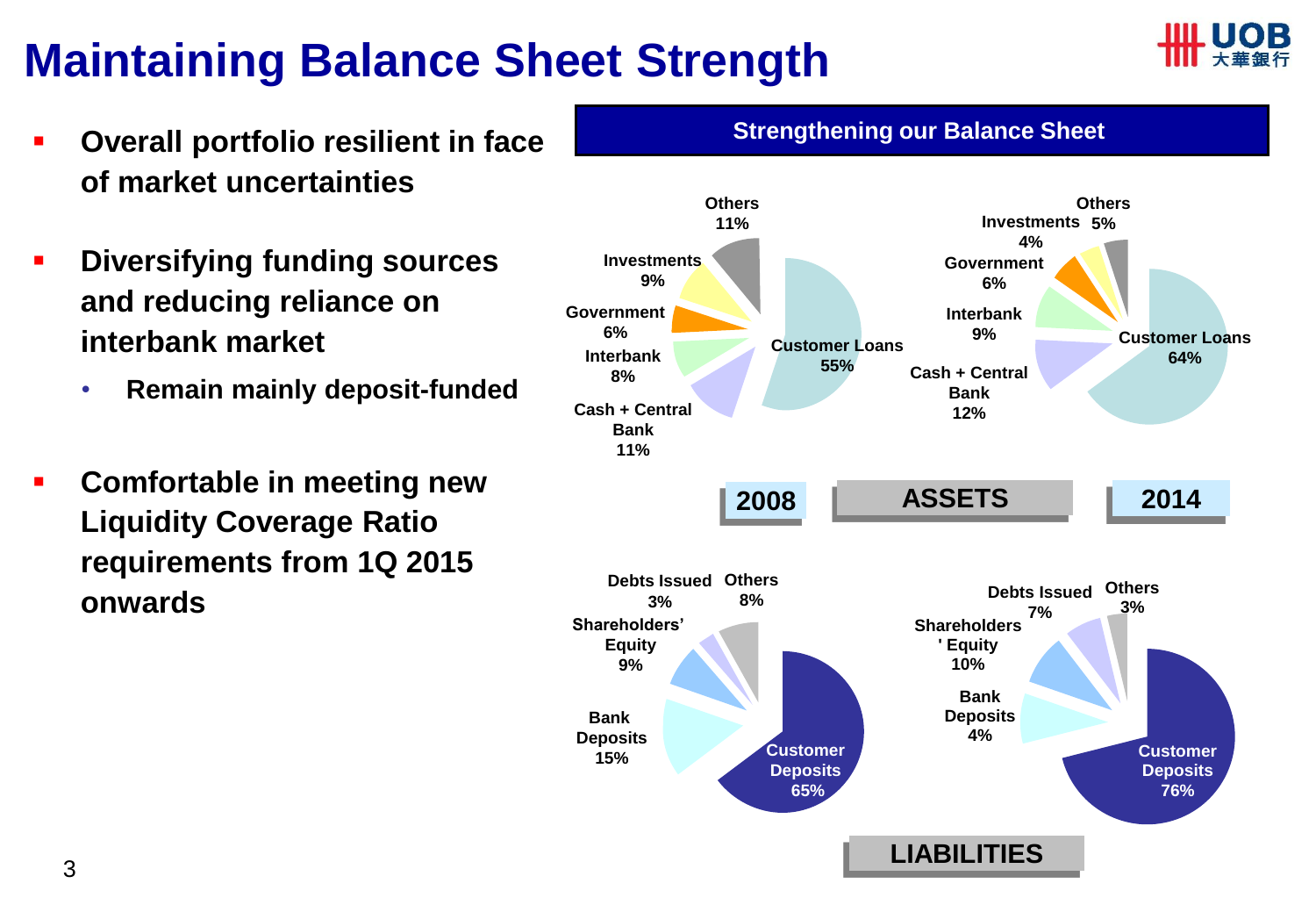# Maintaining Balance Sheet Strength

- **Overall portfolio resilient in face of market uncertainties**
- **Diversifying funding sources and reducing reliance on interbank market**
  - **Remain mainly deposit-funded**
- **Comfortable in meeting new Liquidity Coverage Ratio requirements from 1Q 2015 onwards**

**Strengthening our Balance Sheet**

**ASSETS**

| | 2008 | 2014 |
|---|---|---|
| Customer Loans | 55% | 64% |
| Cash + Central Bank | 11% | 12% |
| Interbank | 8% | 9% |
| Government | 6% | 6% |
| Investments | 9% | 4% |
| Others | 11% | 5% |

**LIABILITIES**

| | 2008 | 2014 |
|---|---|---|
| Customer Deposits | 65% | 76% |
| Bank Deposits | 15% | 4% |
| Shareholders' Equity | 9% | 10% |
| Debts Issued | 3% | 7% |
| Others | 8% | 3% |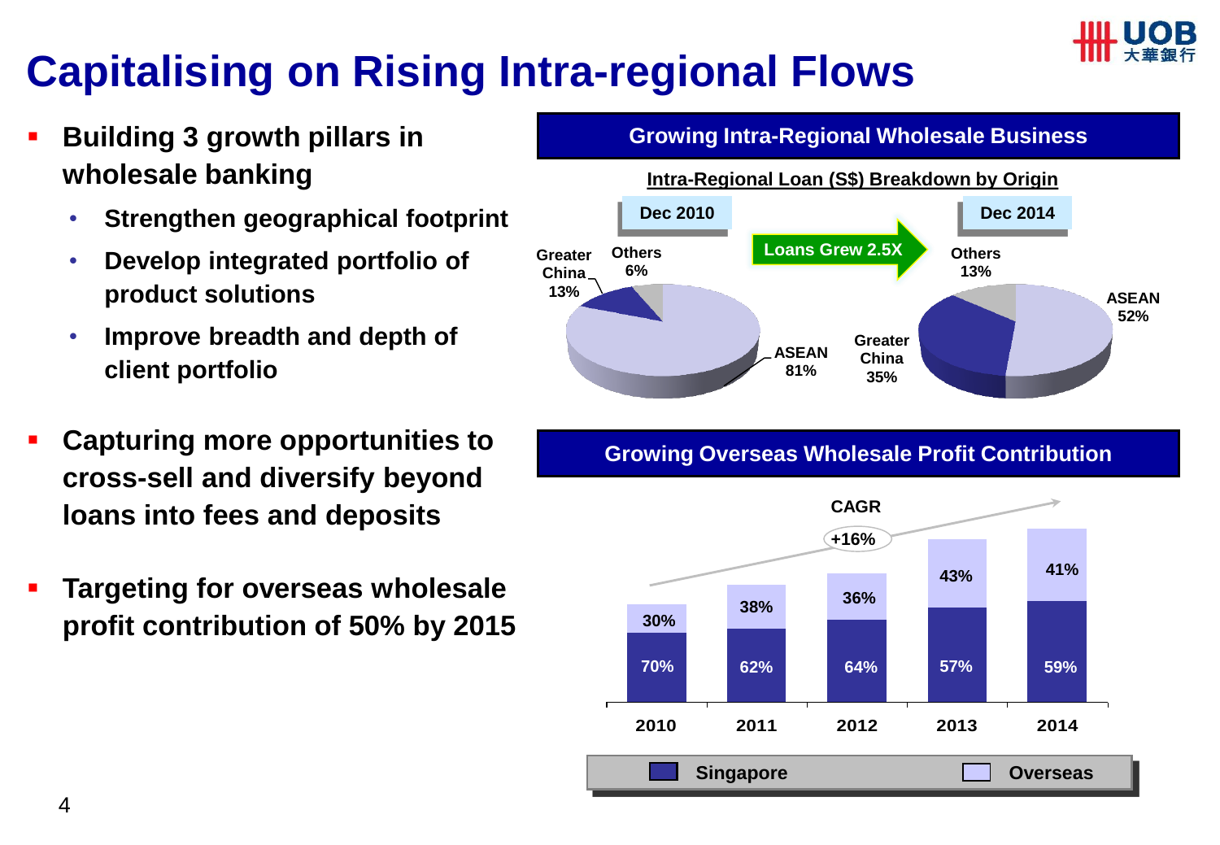# Capitalising on Rising Intra-regional Flows

- **Building 3 growth pillars in wholesale banking**
  - **Strengthen geographical footprint**
  - **Develop integrated portfolio of product solutions**
  - **Improve breadth and depth of client portfolio**
- **Capturing more opportunities to cross-sell and diversify beyond loans into fees and deposits**
- **Targeting for overseas wholesale profit contribution of 50% by 2015**

## Growing Intra-Regional Wholesale Business

**Intra-Regional Loan (S$) Breakdown by Origin**

Loans Grew 2.5X

| Origin | Dec 2010 | Dec 2014 |
|---|---|---|
| ASEAN | 81% | 52% |
| Greater China | 13% | 35% |
| Others | 6% | 13% |

## Growing Overseas Wholesale Profit Contribution

CAGR +16%

| | 2010 | 2011 | 2012 | 2013 | 2014 |
|---|---|---|---|---|---|
| Singapore | 70% | 62% | 64% | 57% | 59% |
| Overseas | 30% | 38% | 36% | 43% | 41% |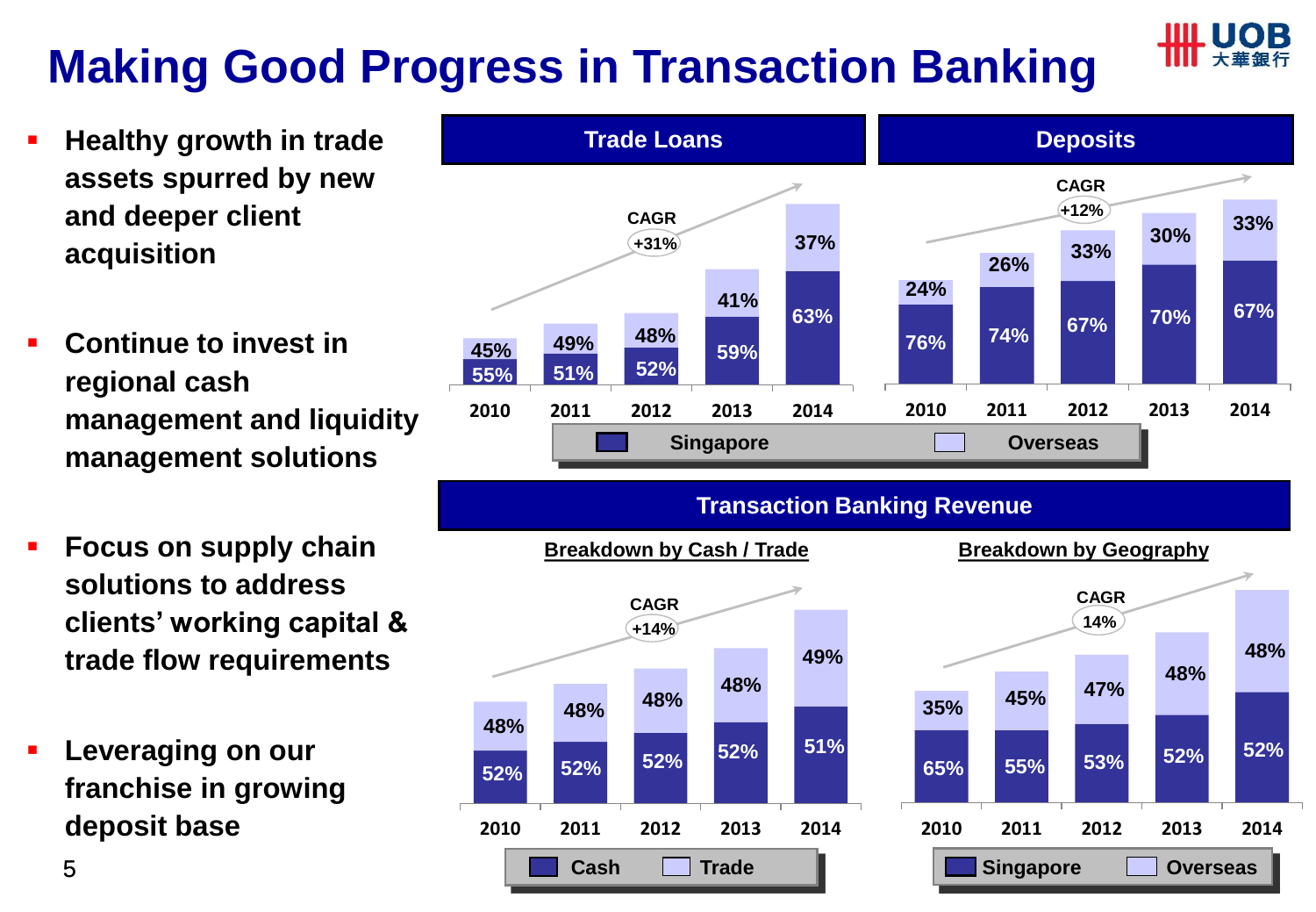# Making Good Progress in Transaction Banking

- **Healthy growth in trade assets spurred by new and deeper client acquisition**
- **Continue to invest in regional cash management and liquidity management solutions**
- **Focus on supply chain solutions to address clients' working capital & trade flow requirements**
- **Leveraging on our franchise in growing deposit base**

## Trade Loans

CAGR +31%

| | 2010 | 2011 | 2012 | 2013 | 2014 |
|---|---|---|---|---|---|
| Singapore | 55% | 51% | 52% | 59% | 63% |
| Overseas | 45% | 49% | 48% | 41% | 37% |

## Deposits

CAGR +12%

| | 2010 | 2011 | 2012 | 2013 | 2014 |
|---|---|---|---|---|---|
| Singapore | 76% | 74% | 67% | 70% | 67% |
| Overseas | 24% | 26% | 33% | 30% | 33% |

## Transaction Banking Revenue

### Breakdown by Cash / Trade

CAGR +14%

| | 2010 | 2011 | 2012 | 2013 | 2014 |
|---|---|---|---|---|---|
| Cash | 52% | 52% | 52% | 52% | 51% |
| Trade | 48% | 48% | 48% | 48% | 49% |

### Breakdown by Geography

CAGR 14%

| | 2010 | 2011 | 2012 | 2013 | 2014 |
|---|---|---|---|---|---|
| Singapore | 65% | 55% | 53% | 52% | 52% |
| Overseas | 35% | 45% | 47% | 48% | 48% |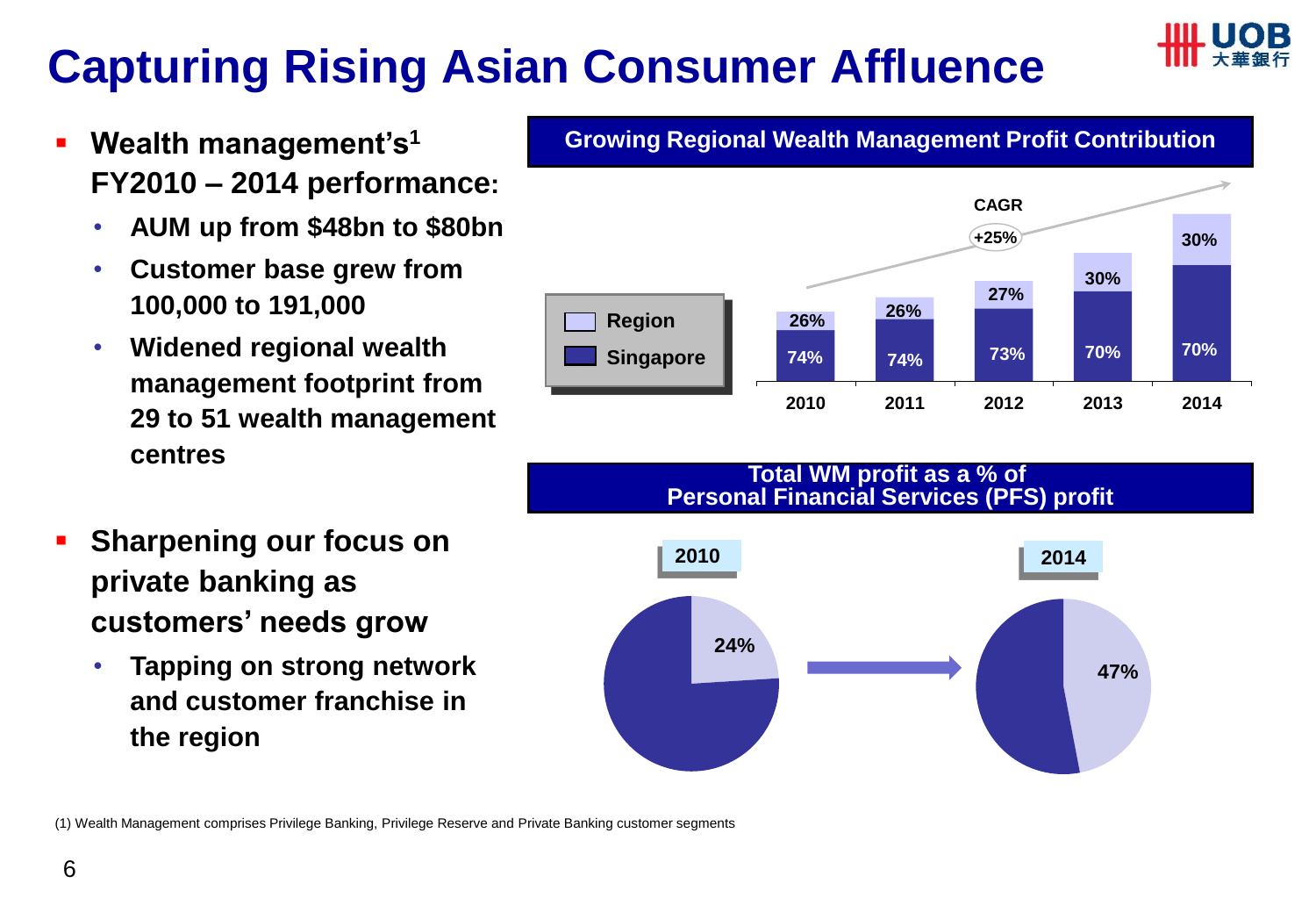# Capturing Rising Asian Consumer Affluence

- **Wealth management's[1] FY2010 – 2014 performance:**
  - **AUM up from $48bn to $80bn**
  - **Customer base grew from 100,000 to 191,000**
  - **Widened regional wealth management footprint from 29 to 51 wealth management centres**
- **Sharpening our focus on private banking as customers' needs grow**
  - **Tapping on strong network and customer franchise in the region**

**Growing Regional Wealth Management Profit Contribution**

CAGR +25%

| | 2010 | 2011 | 2012 | 2013 | 2014 |
|---|---|---|---|---|---|
| Region | 26% | 26% | 27% | 30% | 30% |
| Singapore | 74% | 74% | 73% | 70% | 70% |

**Total WM profit as a % of Personal Financial Services (PFS) profit**

| 2010 | 2014 |
|---|---|
| 24% | 47% |

(1) Wealth Management comprises Privilege Banking, Privilege Reserve and Private Banking customer segments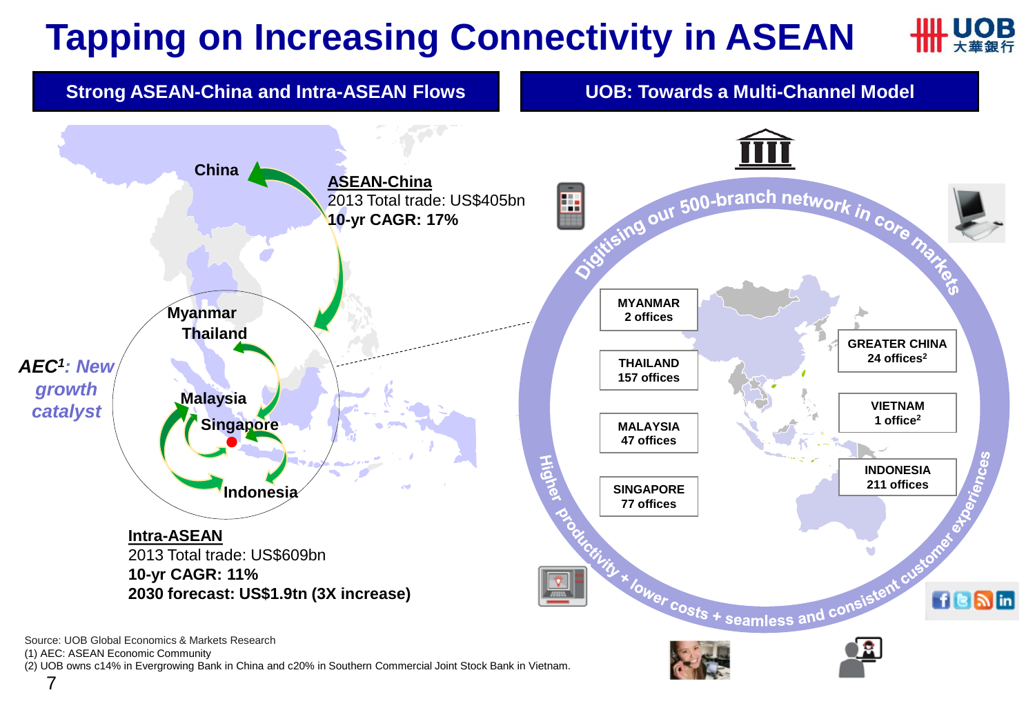# Tapping on Increasing Connectivity in ASEAN

## Strong ASEAN-China and Intra-ASEAN Flows

China

**ASEAN-China**
2013 Total trade: US$405bn
**10-yr CAGR: 17%**

Myanmar
Thailand
Malaysia
Singapore
Indonesia

***AEC[1]: New growth catalyst***

**Intra-ASEAN**
2013 Total trade: US$609bn
**10-yr CAGR: 11%**
**2030 forecast: US$1.9tn (3X increase)**

## UOB: Towards a Multi-Channel Model

Digitising our 500-branch network in core markets

| Market | Offices |
|---|---|
| MYANMAR | 2 offices |
| THAILAND | 157 offices |
| MALAYSIA | 47 offices |
| SINGAPORE | 77 offices |
| GREATER CHINA | 24 offices[2] |
| VIETNAM | 1 office[2] |
| INDONESIA | 211 offices |

Higher productivity + lower costs + seamless and consistent customer experiences

Source: UOB Global Economics & Markets Research
(1) AEC: ASEAN Economic Community
(2) UOB owns c14% in Evergrowing Bank in China and c20% in Southern Commercial Joint Stock Bank in Vietnam.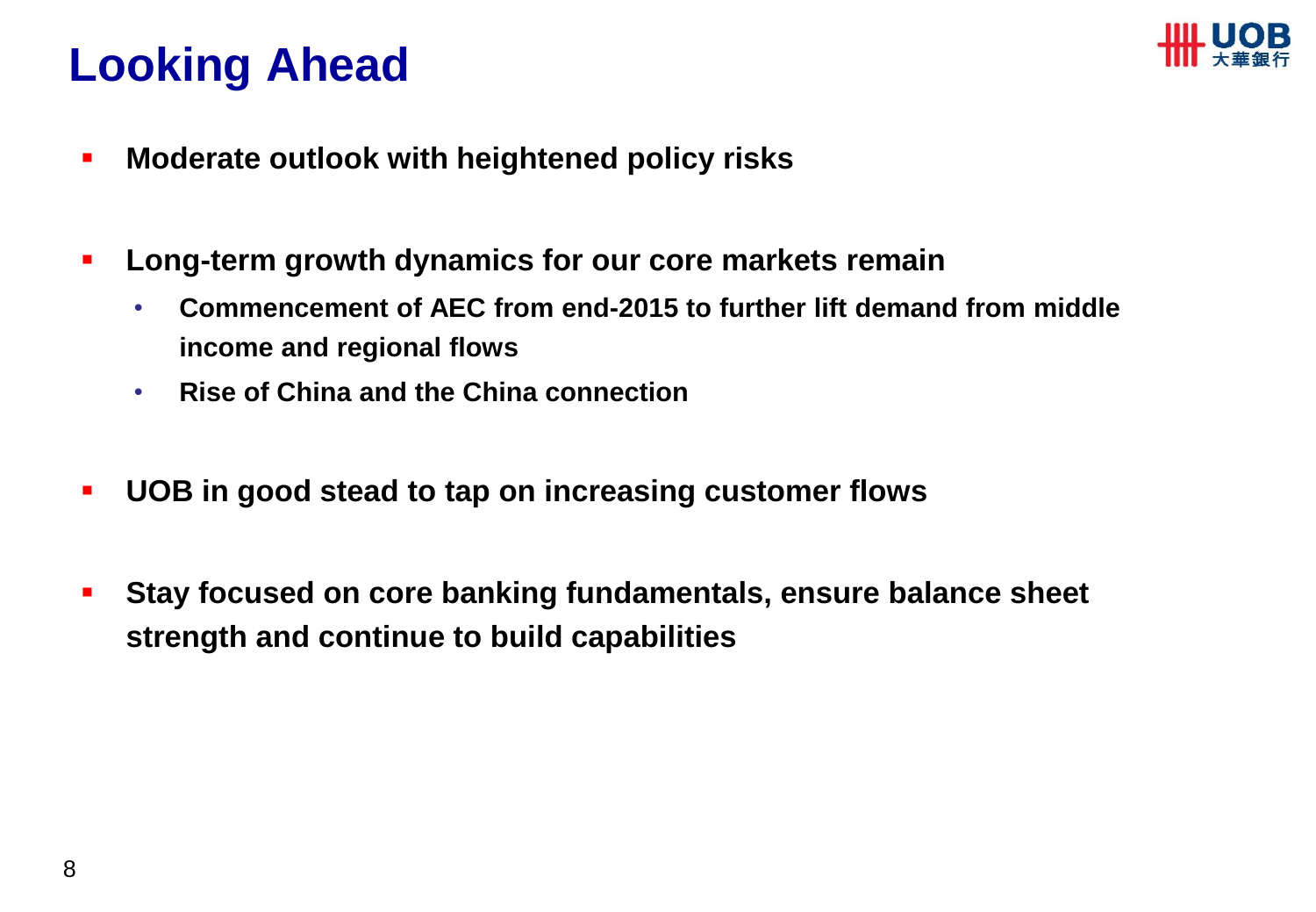# Looking Ahead

- **Moderate outlook with heightened policy risks**

- **Long-term growth dynamics for our core markets remain**
  - **Commencement of AEC from end-2015 to further lift demand from middle income and regional flows**
  - **Rise of China and the China connection**

- **UOB in good stead to tap on increasing customer flows**

- **Stay focused on core banking fundamentals, ensure balance sheet strength and continue to build capabilities**